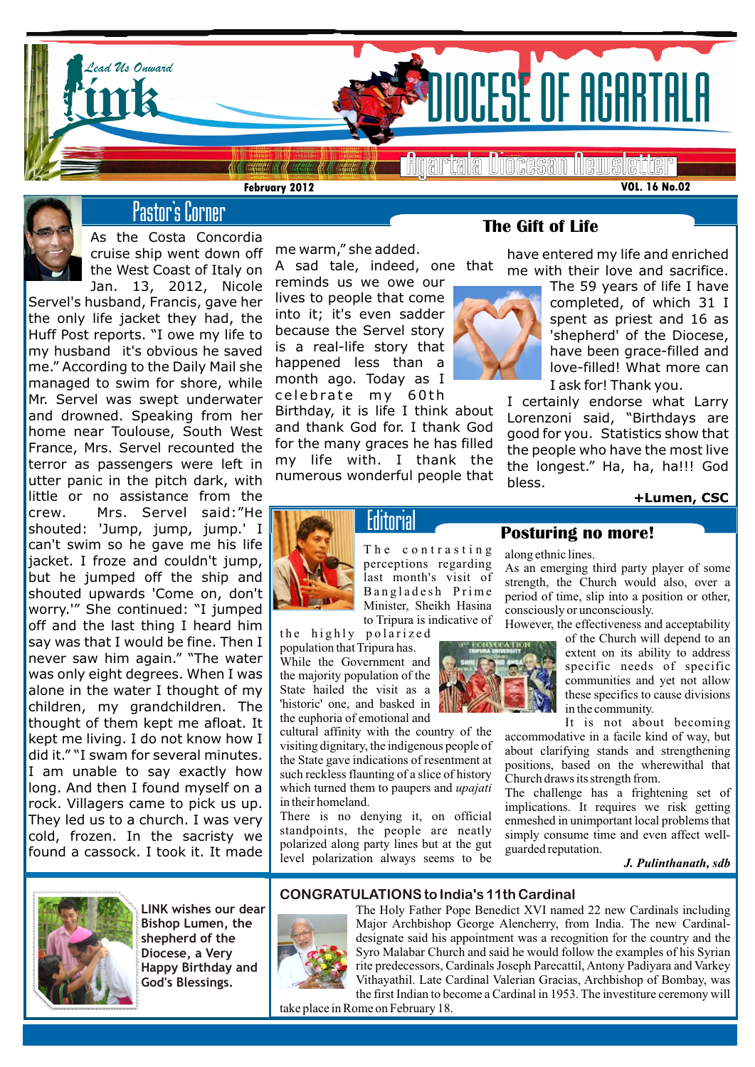# Link — Lead Us Onward

# DIOCESE OF AGARTALA

Agartala Diocesan Newsletter

February 2012 — VOL. 16 No.02

## Pastor's Corner

### The Gift of Life

As the Costa Concordia cruise ship went down off the West Coast of Italy on Jan. 13, 2012, Nicole Servel's husband, Francis, gave her the only life jacket they had, the Huff Post reports. "I owe my life to my husband it's obvious he saved me." According to the Daily Mail she managed to swim for shore, while Mr. Servel was swept underwater and drowned. Speaking from her home near Toulouse, South West France, Mrs. Servel recounted the terror as passengers were left in utter panic in the pitch dark, with little or no assistance from the crew. Mrs. Servel said:"He shouted: 'Jump, jump, jump.' I can't swim so he gave me his life jacket. I froze and couldn't jump, but he jumped off the ship and shouted upwards 'Come on, don't worry.'" She continued: "I jumped off and the last thing I heard him say was that I would be fine. Then I never saw him again." "The water was only eight degrees. When I was alone in the water I thought of my children, my grandchildren. The thought of them kept me afloat. It kept me living. I do not know how I did it." "I swam for several minutes. I am unable to say exactly how long. And then I found myself on a rock. Villagers came to pick us up. They led us to a church. I was very cold, frozen. In the sacristy we found a cassock. I took it. It made me warm," she added.

A sad tale, indeed, one that reminds us we owe our lives to people that come into it; it's even sadder because the Servel story is a real-life story that happened less than a month ago. Today as I celebrate my 60th Birthday, it is life I think about and thank God for. I thank God for the many graces he has filled my life with. I thank the numerous wonderful people that have entered my life and enriched me with their love and sacrifice. The 59 years of life I have completed, of which 31 I spent as priest and 16 as 'shepherd' of the Diocese, have been grace-filled and love-filled! What more can I ask for! Thank you.

I certainly endorse what Larry Lorenzoni said, "Birthdays are good for you. Statistics show that the people who have the most live the longest." Ha, ha, ha!!! God bless.

**+Lumen, CSC**

## Editorial

### Posturing no more!

The contrasting perceptions regarding last month's visit of Bangladesh Prime Minister, Sheikh Hasina to Tripura is indicative of the highly polarized population that Tripura has.

While the Government and the majority population of the State hailed the visit as a 'historic' one, and basked in the euphoria of emotional and cultural affinity with the country of the visiting dignitary, the indigenous people of the State gave indications of resentment at such reckless flaunting of a slice of history which turned them to paupers and *upajati* in their homeland.

There is no denying it, on official standpoints, the people are neatly polarized along party lines but at the gut level polarization always seems to be along ethnic lines.

As an emerging third party player of some strength, the Church would also, over a period of time, slip into a position or other, consciously or unconsciously.

However, the effectiveness and acceptability of the Church will depend to an extent on its ability to address specific needs of specific communities and yet not allow these specifics to cause divisions in the community.

It is not about becoming accommodative in a facile kind of way, but about clarifying stands and strengthening positions, based on the wherewithal that Church draws its strength from.

The challenge has a frightening set of implications. It requires we risk getting enmeshed in unimportant local problems that simply consume time and even affect well-guarded reputation.

***J. Pulinthanath, sdb***

**LINK wishes our dear Bishop Lumen, the shepherd of the Diocese, a Very Happy Birthday and God's Blessings.**

### CONGRATULATIONS to India's 11th Cardinal

The Holy Father Pope Benedict XVI named 22 new Cardinals including Major Archbishop George Alencherry, from India. The new Cardinal-designate said his appointment was a recognition for the country and the Syro Malabar Church and said he would follow the examples of his Syrian rite predecessors, Cardinals Joseph Parecattil, Antony Padiyara and Varkey Vithayathil. Late Cardinal Valerian Gracias, Archbishop of Bombay, was the first Indian to become a Cardinal in 1953. The investiture ceremony will take place in Rome on February 18.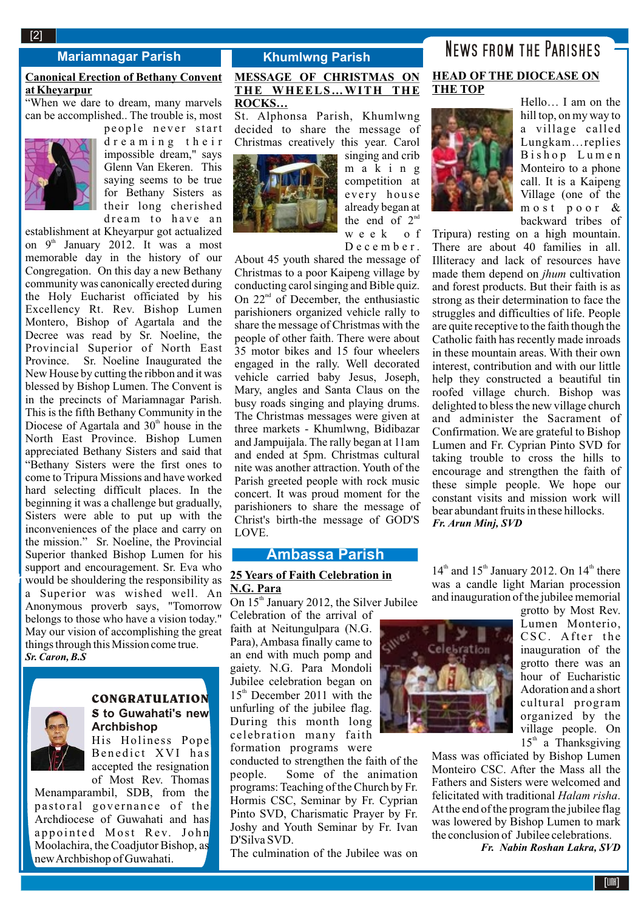# News from the Parishes

## Mariamnagar Parish

### Canonical Erection of Bethany Convent at Kheyarpur

"When we dare to dream, many marvels can be accomplished.. The trouble is, most people never start dreaming their impossible dream," says Glenn Van Ekeren. This saying seems to be true for Bethany Sisters as their long cherished dream to have an establishment at Kheyarpur got actualized on 9th January 2012. It was a most memorable day in the history of our Congregation. On this day a new Bethany community was canonically erected during the Holy Eucharist officiated by his Excellency Rt. Rev. Bishop Lumen Montero, Bishop of Agartala and the Decree was read by Sr. Noeline, the Provincial Superior of North East Province. Sr. Noeline Inaugurated the New House by cutting the ribbon and it was blessed by Bishop Lumen. The Convent is in the precincts of Mariamnagar Parish. This is the fifth Bethany Community in the Diocese of Agartala and 30th house in the North East Province. Bishop Lumen appreciated Bethany Sisters and said that "Bethany Sisters were the first ones to come to Tripura Missions and have worked hard selecting difficult places. In the beginning it was a challenge but gradually, Sisters were able to put up with the inconveniences of the place and carry on the mission." Sr. Noeline, the Provincial Superior thanked Bishop Lumen for his support and encouragement. Sr. Eva who would be shouldering the responsibility as a Superior was wished well. An Anonymous proverb says, "Tomorrow belongs to those who have a vision today." May our vision of accomplishing the great things through this Mission come true.

***Sr. Caron, B.S***

### CONGRATULATIONS to Guwahati's new Archbishop

His Holiness Pope Benedict XVI has accepted the resignation of Most Rev. Thomas Menamparambil, SDB, from the pastoral governance of the Archdiocese of Guwahati and has appointed Most Rev. John Moolachira, the Coadjutor Bishop, as new Archbishop of Guwahati.

## Khumlwng Parish

### MESSAGE OF CHRISTMAS ON THE WHEELS...WITH THE ROCKS...

St. Alphonsa Parish, Khumlwng decided to share the message of Christmas creatively this year. Carol singing and crib making competition at every house already began at the end of 2nd week of December. About 45 youth shared the message of Christmas to a poor Kaipeng village by conducting carol singing and Bible quiz. On 22nd of December, the enthusiastic parishioners organized vehicle rally to share the message of Christmas with the people of other faith. There were about 35 motor bikes and 15 four wheelers engaged in the rally. Well decorated vehicle carried baby Jesus, Joseph, Mary, angles and Santa Claus on the busy roads singing and playing drums. The Christmas messages were given at three markets - Khumlwng, Bidibazar and Jampuijala. The rally began at 11am and ended at 5pm. Christmas cultural nite was another attraction. Youth of the Parish greeted people with rock music concert. It was proud moment for the parishioners to share the message of Christ's birth-the message of GOD'S LOVE.

## Ambassa Parish

### 25 Years of Faith Celebration in N.G. Para

On 15th January 2012, the Silver Jubilee Celebration of the arrival of faith at Neitungulpara (N.G. Para), Ambasa finally came to an end with much pomp and gaiety. N.G. Para Mondoli Jubilee celebration began on 15th December 2011 with the unfurling of the jubilee flag. During this month long celebration many faith formation programs were conducted to strengthen the faith of the people. Some of the animation programs: Teaching of the Church by Fr. Hormis CSC, Seminar by Fr. Cyprian Pinto SVD, Charismatic Prayer by Fr. Joshy and Youth Seminar by Fr. Ivan D'Silva SVD.

The culmination of the Jubilee was on 14th and 15th January 2012. On 14th there was a candle light Marian procession and inauguration of the jubilee memorial grotto by Most Rev. Lumen Monterio, CSC. After the inauguration of the grotto there was an hour of Eucharistic Adoration and a short cultural program organized by the village people. On 15th a Thanksgiving Mass was officiated by Bishop Lumen Monteiro CSC. After the Mass all the Fathers and Sisters were welcomed and felicitated with traditional *Halam risha*. At the end of the program the jubilee flag was lowered by Bishop Lumen to mark the conclusion of Jubilee celebrations.

***Fr. Nabin Roshan Lakra, SVD***

## HEAD OF THE DIOCESE ON THE TOP

Hello… I am on the hill top, on my way to a village called Lungkam…replies Bishop Lumen Monteiro to a phone call. It is a Kaipeng Village (one of the most poor & backward tribes of Tripura) resting on a high mountain. There are about 40 families in all. Illiteracy and lack of resources have made them depend on *jhum* cultivation and forest products. But their faith is as strong as their determination to face the struggles and difficulties of life. People are quite receptive to the faith though the Catholic faith has recently made inroads in these mountain areas. With their own interest, contribution and with our little help they constructed a beautiful tin roofed village church. Bishop was delighted to bless the new village church and administer the Sacrament of Confirmation. We are grateful to Bishop Lumen and Fr. Cyprian Pinto SVD for taking trouble to cross the hills to encourage and strengthen the faith of these simple people. We hope our constant visits and mission work will bear abundant fruits in these hillocks.

***Fr. Arun Minj, SVD***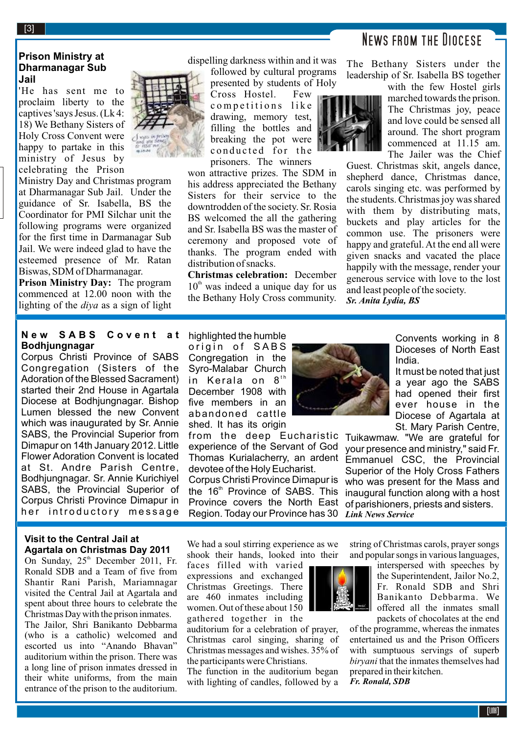## Prison Ministry at Dharmanagar Sub Jail

'He has sent me to proclaim liberty to the captives 'says Jesus. (Lk 4: 18) We Bethany Sisters of Holy Cross Convent were happy to partake in this ministry of Jesus by celebrating the Prison Ministry Day and Christmas program at Dharmanagar Sub Jail. Under the guidance of Sr. Isabella, BS the Coordinator for PMI Silchar unit the following programs were organized for the first time in Darmanagar Sub Jail. We were indeed glad to have the esteemed presence of Mr. Ratan Biswas, SDM of Dharmanagar.

**Prison Ministry Day:** The program commenced at 12.00 noon with the lighting of the *diya* as a sign of light dispelling darkness within and it was followed by cultural programs presented by students of Holy Cross Hostel. Few competitions like drawing, memory test, filling the bottles and breaking the pot were conducted for the prisoners. The winners won attractive prizes. The SDM in his address appreciated the Bethany Sisters for their service to the downtrodden of the society. Sr. Rosia BS welcomed the all the gathering and Sr. Isabella BS was the master of ceremony and proposed vote of thanks. The program ended with distribution of snacks.

**Christmas celebration:** December 10[th] was indeed a unique day for us the Bethany Holy Cross community. The Bethany Sisters under the leadership of Sr. Isabella BS together with the few Hostel girls marched towards the prison. The Christmas joy, peace and love could be sensed all around. The short program commenced at 11.15 am. The Jailer was the Chief Guest. Christmas skit, angels dance, shepherd dance, Christmas dance, carols singing etc. was performed by the students. Christmas joy was shared with them by distributing mats, buckets and play articles for the common use. The prisoners were happy and grateful. At the end all were given snacks and vacated the place happily with the message, render your generous service with love to the lost and least people of the society.

***Sr. Anita Lydia, BS***

## New SABS Covent at Bodhjungnagar

Corpus Christi Province of SABS Congregation (Sisters of the Adoration of the Blessed Sacrament) started their 2nd House in Agartala Diocese at Bodhjungnagar. Bishop Lumen blessed the new Convent which was inaugurated by Sr. Annie SABS, the Provincial Superior from Dimapur on 14th January 2012. Little Flower Adoration Convent is located at St. Andre Parish Centre, Bodhjungnagar. Sr. Annie Kurichiyel SABS, the Provincial Superior of Corpus Christi Province Dimapur in her introductory message highlighted the humble origin of SABS Congregation in the Syro-Malabar Church in Kerala on 8[th] December 1908 with five members in an abandoned cattle shed. It has its origin from the deep Eucharistic experience of the Servant of God Thomas Kurialacherry, an ardent devotee of the Holy Eucharist. Corpus Christi Province Dimapur is the 16[th] Province of SABS. This Province covers the North East Region. Today our Province has 30 Convents working in 8 Dioceses of North East India.

It must be noted that just a year ago the SABS had opened their first ever house in the Diocese of Agartala at St. Mary Parish Centre, Tuikawmaw. "We are grateful for your presence and ministry," said Fr. Emmanuel CSC, the Provincial Superior of the Holy Cross Fathers who was present for the Mass and inaugural function along with a host of parishioners, priests and sisters.

***Link News Service***

## Visit to the Central Jail at Agartala on Christmas Day 2011

On Sunday, 25[th] December 2011, Fr. Ronald SDB and a Team of five from Shantir Rani Parish, Mariamnagar visited the Central Jail at Agartala and spent about three hours to celebrate the Christmas Day with the prison inmates.

The Jailor, Shri Banikanto Debbarma (who is a catholic) welcomed and escorted us into "Anando Bhavan" auditorium within the prison. There was a long line of prison inmates dressed in their white uniforms, from the main entrance of the prison to the auditorium. We had a soul stirring experience as we shook their hands, looked into their faces filled with varied expressions and exchanged Christmas Greetings. There are 460 inmates including women. Out of these about 150 gathered together in the auditorium for a celebration of prayer, Christmas carol singing, sharing of Christmas messages and wishes. 35% of the participants were Christians.

The function in the auditorium began with lighting of candles, followed by a string of Christmas carols, prayer songs and popular songs in various languages, interspersed with speeches by the Superintendent, Jailor No.2, Fr. Ronald SDB and Shri Banikanto Debbarma. We offered all the inmates small packets of chocolates at the end of the programme, whereas the inmates entertained us and the Prison Officers with sumptuous servings of superb *biryani* that the inmates themselves had prepared in their kitchen.

***Fr. Ronald, SDB***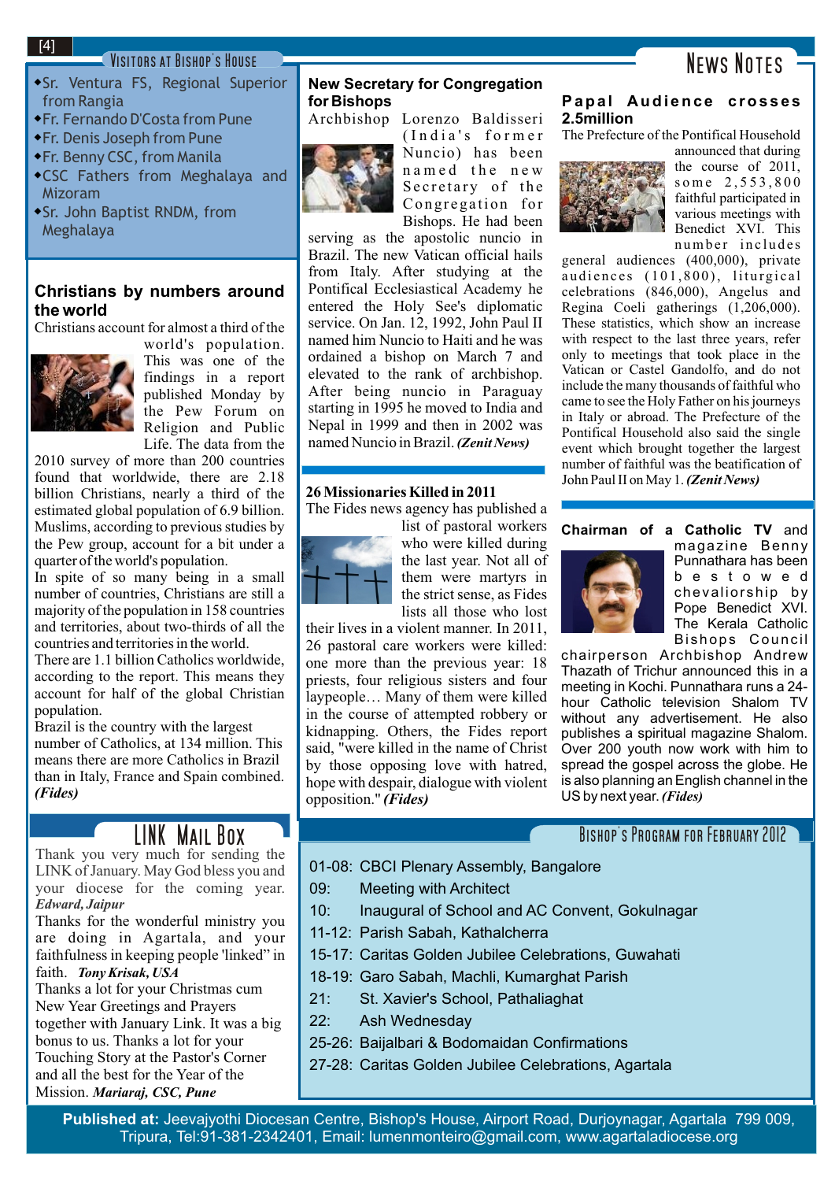## Visitors at Bishop's House

- Sr. Ventura FS, Regional Superior from Rangia
- Fr. Fernando D'Costa from Pune
- Fr. Denis Joseph from Pune
- Fr. Benny CSC, from Manila
- CSC Fathers from Meghalaya and Mizoram
- Sr. John Baptist RNDM, from Meghalaya

## Christians by numbers around the world

Christians account for almost a third of the world's population. This was one of the findings in a report published Monday by the Pew Forum on Religion and Public Life. The data from the 2010 survey of more than 200 countries found that worldwide, there are 2.18 billion Christians, nearly a third of the estimated global population of 6.9 billion. Muslims, according to previous studies by the Pew group, account for a bit under a quarter of the world's population.

In spite of so many being in a small number of countries, Christians are still a majority of the population in 158 countries and territories, about two-thirds of all the countries and territories in the world.

There are 1.1 billion Catholics worldwide, according to the report. This means they account for half of the global Christian population.

Brazil is the country with the largest number of Catholics, at 134 million. This means there are more Catholics in Brazil than in Italy, France and Spain combined. ***(Fides)***

## LINK Mail Box

Thank you very much for sending the LINK of January. May God bless you and your diocese for the coming year. ***Edward, Jaipur***

Thanks for the wonderful ministry you are doing in Agartala, and your faithfulness in keeping people 'linked" in faith. ***Tony Krisak, USA***

Thanks a lot for your Christmas cum New Year Greetings and Prayers together with January Link. It was a big bonus to us. Thanks a lot for your Touching Story at the Pastor's Corner and all the best for the Year of the Mission. ***Mariaraj, CSC, Pune***

# News Notes

## New Secretary for Congregation for Bishops

Archbishop Lorenzo Baldisseri (India's former Nuncio) has been named the new Secretary of the Congregation for Bishops. He had been serving as the apostolic nuncio in Brazil. The new Vatican official hails from Italy. After studying at the Pontifical Ecclesiastical Academy he entered the Holy See's diplomatic service. On Jan. 12, 1992, John Paul II named him Nuncio to Haiti and he was ordained a bishop on March 7 and elevated to the rank of archbishop. After being nuncio in Paraguay starting in 1995 he moved to India and Nepal in 1999 and then in 2002 was named Nuncio in Brazil. ***(Zenit News)***

## 26 Missionaries Killed in 2011

The Fides news agency has published a list of pastoral workers who were killed during the last year. Not all of them were martyrs in the strict sense, as Fides lists all those who lost their lives in a violent manner. In 2011, 26 pastoral care workers were killed: one more than the previous year: 18 priests, four religious sisters and four laypeople… Many of them were killed in the course of attempted robbery or kidnapping. Others, the Fides report said, "were killed in the name of Christ by those opposing love with hatred, hope with despair, dialogue with violent opposition." ***(Fides)***

## Papal Audience crosses 2.5million

The Prefecture of the Pontifical Household announced that during the course of 2011, some 2,553,800 faithful participated in various meetings with Benedict XVI. This number includes general audiences (400,000), private audiences (101,800), liturgical celebrations (846,000), Angelus and Regina Coeli gatherings (1,206,000). These statistics, which show an increase with respect to the last three years, refer only to meetings that took place in the Vatican or Castel Gandolfo, and do not include the many thousands of faithful who came to see the Holy Father on his journeys in Italy or abroad. The Prefecture of the Pontifical Household also said the single event which brought together the largest number of faithful was the beatification of John Paul II on May 1. ***(Zenit News)***

**Chairman of a Catholic TV** and magazine Benny Punnathara has been bestowed chevaliorship by Pope Benedict XVI. The Kerala Catholic Bishops Council chairperson Archbishop Andrew Thazath of Trichur announced this in a meeting in Kochi. Punnathara runs a 24-hour Catholic television Shalom TV without any advertisement. He also publishes a spiritual magazine Shalom. Over 200 youth now work with him to spread the gospel across the globe. He is also planning an English channel in the US by next year. ***(Fides)***

## Bishop's Program for February 2012

| | |
|---|---|
| 01-08: | CBCI Plenary Assembly, Bangalore |
| 09: | Meeting with Architect |
| 10: | Inaugural of School and AC Convent, Gokulnagar |
| 11-12: | Parish Sabah, Kathalcherra |
| 15-17: | Caritas Golden Jubilee Celebrations, Guwahati |
| 18-19: | Garo Sabah, Machli, Kumarghat Parish |
| 21: | St. Xavier's School, Pathaliaghat |
| 22: | Ash Wednesday |
| 25-26: | Baijalbari & Bodomaidan Confirmations |
| 27-28: | Caritas Golden Jubilee Celebrations, Agartala |

**Published at:** Jeevajyothi Diocesan Centre, Bishop's House, Airport Road, Durjoynagar, Agartala 799 009, Tripura, Tel:91-381-2342401, Email: lumenmonteiro@gmail.com, www.agartaladiocese.org